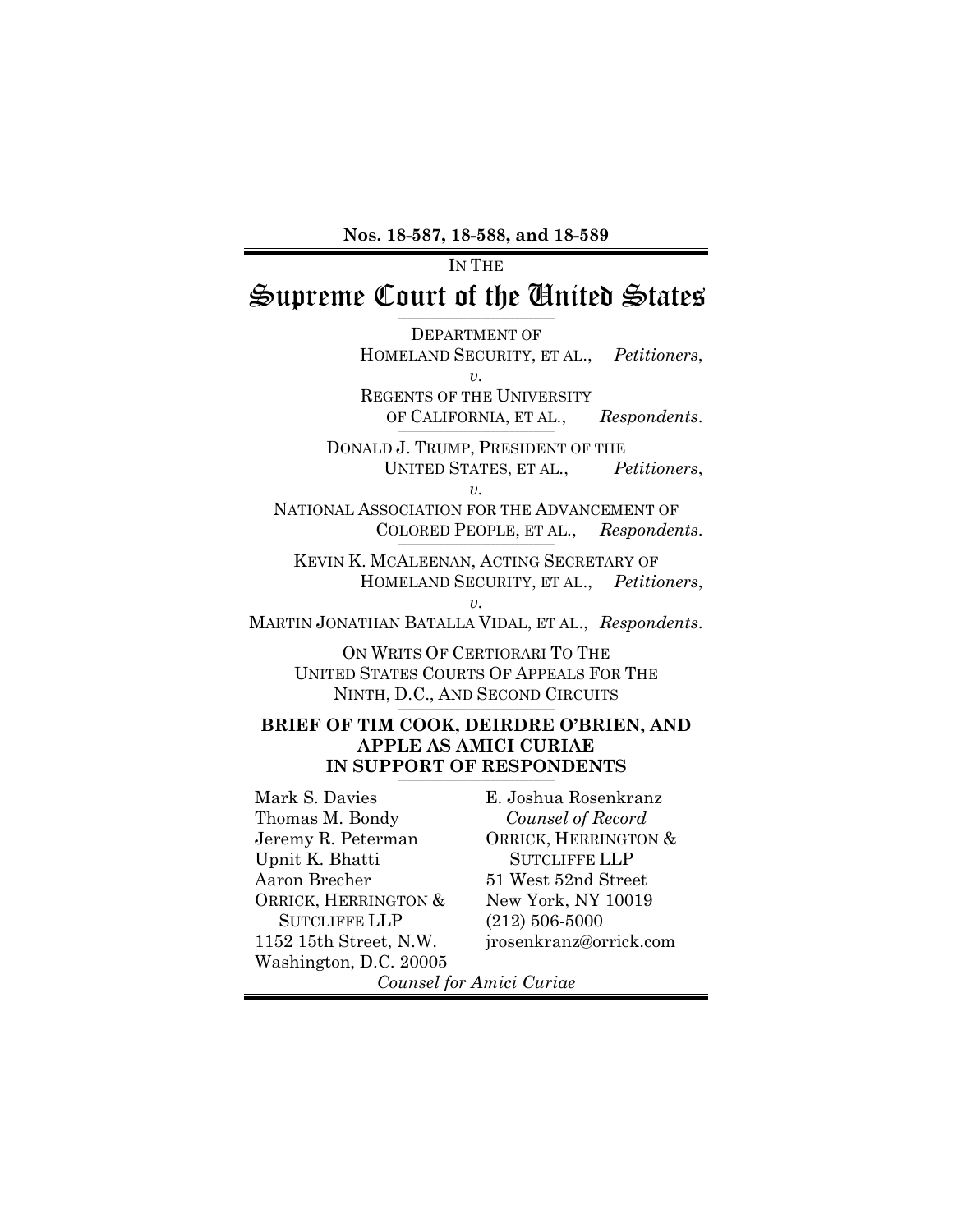**Nos. 18-587, 18-588, and 18-589**

IN THE

# Supreme Court of the United States

DEPARTMENT OF HOMELAND SECURITY, ET AL., *Petitioners*,

*v.*

REGENTS OF THE UNIVERSITY OF CALIFORNIA, ET AL., *Respondents*.

DONALD J. TRUMP, PRESIDENT OF THE UNITED STATES, ET AL., *Petitioners*,

*v.*

NATIONAL ASSOCIATION FOR THE ADVANCEMENT OF COLORED PEOPLE, ET AL., *Respondents*.

KEVIN K. MCALEENAN, ACTING SECRETARY OF HOMELAND SECURITY, ET AL., *Petitioners*,

*v.*

MARTIN JONATHAN BATALLA VIDAL, ET AL., *Respondents*.

ON WRITS OF CERTIORARI TO THE UNITED STATES COURTS OF APPEALS FOR THE NINTH, D.C., AND SECOND CIRCUITS

**BRIEF OF TIM COOK, DEIRDRE O'BRIEN, AND APPLE AS AMICI CURIAE IN SUPPORT OF RESPONDENTS**

Mark S. Davies
Thomas M. Bondy
Jeremy R. Peterman
Upnit K. Bhatti
Aaron Brecher
ORRICK, HERRINGTON & SUTCLIFFE LLP
1152 15th Street, N.W.
Washington, D.C. 20005

E. Joshua Rosenkranz
*Counsel of Record*
ORRICK, HERRINGTON & SUTCLIFFE LLP
51 West 52nd Street
New York, NY 10019
(212) 506-5000
jrosenkranz@orrick.com

*Counsel for Amici Curiae*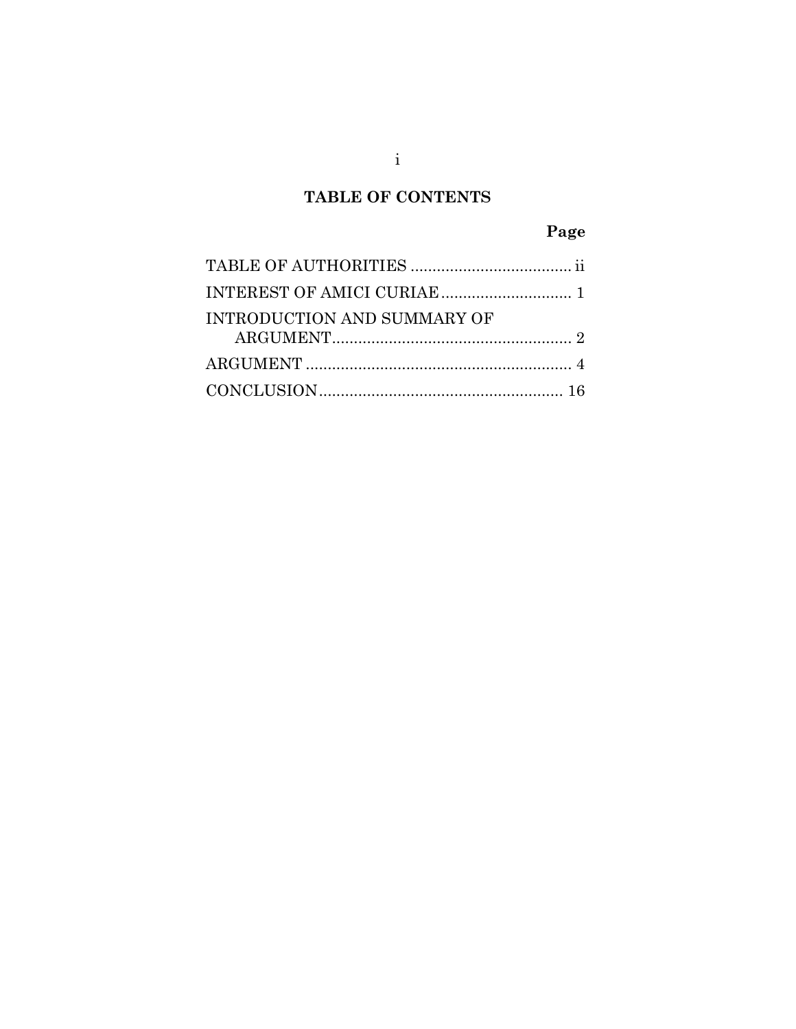## TABLE OF CONTENTS

| | Page |
|---|---|
| TABLE OF AUTHORITIES | ii |
| INTEREST OF AMICI CURIAE | 1 |
| INTRODUCTION AND SUMMARY OF ARGUMENT | 2 |
| ARGUMENT | 4 |
| CONCLUSION | 16 |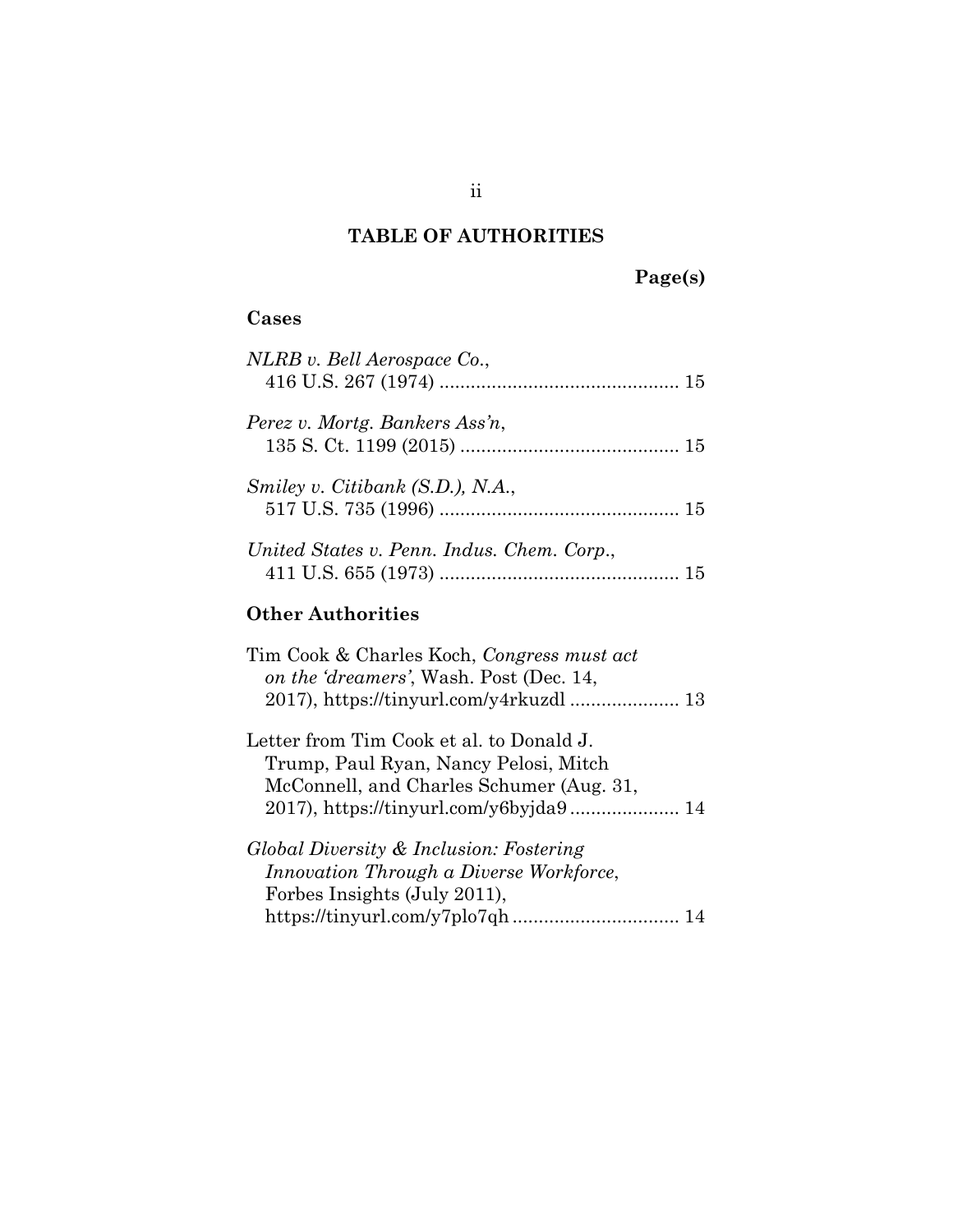# TABLE OF AUTHORITIES

**Page(s)**

## Cases

*NLRB v. Bell Aerospace Co.*, 416 U.S. 267 (1974) .............................................. 15

*Perez v. Mortg. Bankers Ass'n*, 135 S. Ct. 1199 (2015) .......................................... 15

*Smiley v. Citibank (S.D.), N.A.*, 517 U.S. 735 (1996) .............................................. 15

*United States v. Penn. Indus. Chem. Corp.*, 411 U.S. 655 (1973) .............................................. 15

## Other Authorities

Tim Cook & Charles Koch, *Congress must act on the 'dreamers'*, Wash. Post (Dec. 14, 2017), https://tinyurl.com/y4rkuzdl ..................... 13

Letter from Tim Cook et al. to Donald J. Trump, Paul Ryan, Nancy Pelosi, Mitch McConnell, and Charles Schumer (Aug. 31, 2017), https://tinyurl.com/y6byjda9 ..................... 14

*Global Diversity & Inclusion: Fostering Innovation Through a Diverse Workforce*, Forbes Insights (July 2011), https://tinyurl.com/y7plo7qh ................................ 14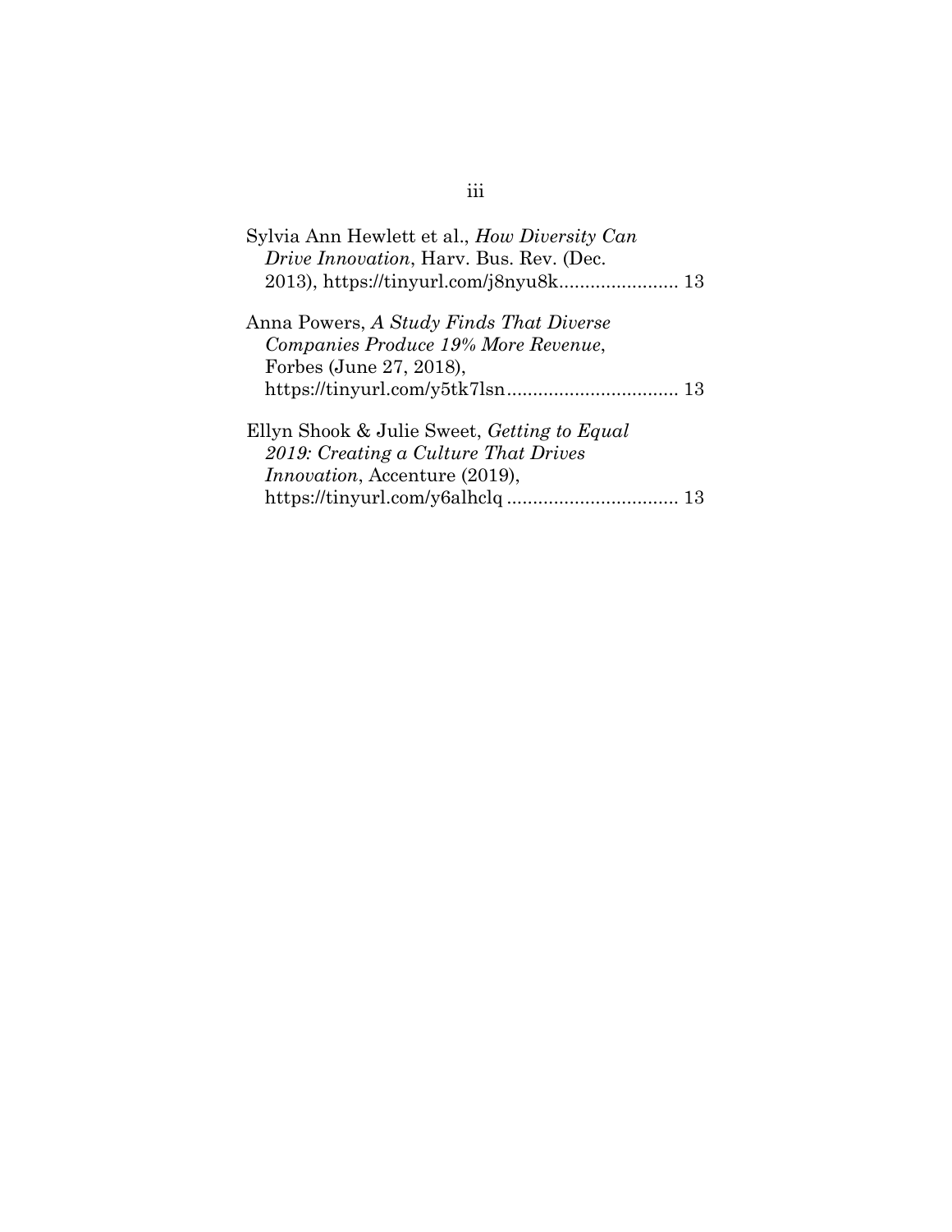Sylvia Ann Hewlett et al., *How Diversity Can Drive Innovation*, Harv. Bus. Rev. (Dec. 2013), https://tinyurl.com/j8nyu8k....................... 13

Anna Powers, *A Study Finds That Diverse Companies Produce 19% More Revenue*, Forbes (June 27, 2018), https://tinyurl.com/y5tk7lsn................................. 13

Ellyn Shook & Julie Sweet, *Getting to Equal 2019: Creating a Culture That Drives Innovation*, Accenture (2019), https://tinyurl.com/y6alhclq ................................. 13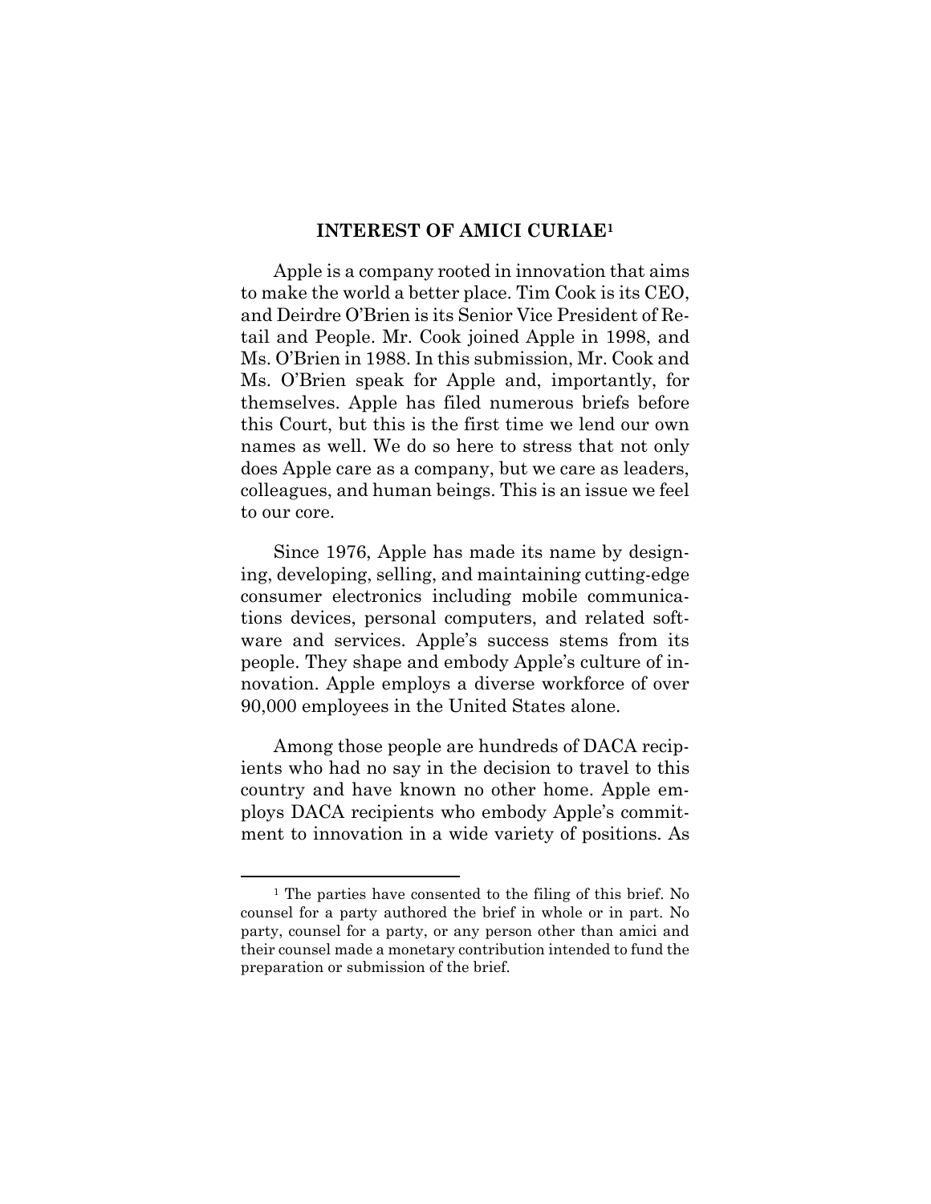## INTEREST OF AMICI CURIAE[1]

Apple is a company rooted in innovation that aims to make the world a better place. Tim Cook is its CEO, and Deirdre O'Brien is its Senior Vice President of Retail and People. Mr. Cook joined Apple in 1998, and Ms. O'Brien in 1988. In this submission, Mr. Cook and Ms. O'Brien speak for Apple and, importantly, for themselves. Apple has filed numerous briefs before this Court, but this is the first time we lend our own names as well. We do so here to stress that not only does Apple care as a company, but we care as leaders, colleagues, and human beings. This is an issue we feel to our core.

Since 1976, Apple has made its name by designing, developing, selling, and maintaining cutting-edge consumer electronics including mobile communications devices, personal computers, and related software and services. Apple's success stems from its people. They shape and embody Apple's culture of innovation. Apple employs a diverse workforce of over 90,000 employees in the United States alone.

Among those people are hundreds of DACA recipients who had no say in the decision to travel to this country and have known no other home. Apple employs DACA recipients who embody Apple's commitment to innovation in a wide variety of positions. As

---

[1] The parties have consented to the filing of this brief. No counsel for a party authored the brief in whole or in part. No party, counsel for a party, or any person other than amici and their counsel made a monetary contribution intended to fund the preparation or submission of the brief.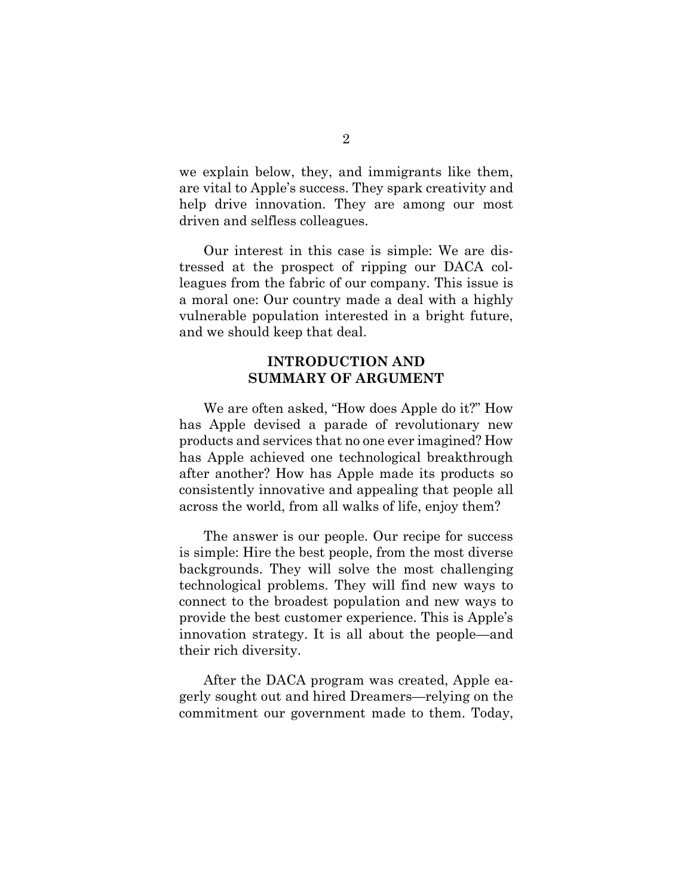we explain below, they, and immigrants like them, are vital to Apple's success. They spark creativity and help drive innovation. They are among our most driven and selfless colleagues.

Our interest in this case is simple: We are distressed at the prospect of ripping our DACA colleagues from the fabric of our company. This issue is a moral one: Our country made a deal with a highly vulnerable population interested in a bright future, and we should keep that deal.

## INTRODUCTION AND SUMMARY OF ARGUMENT

We are often asked, "How does Apple do it?" How has Apple devised a parade of revolutionary new products and services that no one ever imagined? How has Apple achieved one technological breakthrough after another? How has Apple made its products so consistently innovative and appealing that people all across the world, from all walks of life, enjoy them?

The answer is our people. Our recipe for success is simple: Hire the best people, from the most diverse backgrounds. They will solve the most challenging technological problems. They will find new ways to connect to the broadest population and new ways to provide the best customer experience. This is Apple's innovation strategy. It is all about the people—and their rich diversity.

After the DACA program was created, Apple eagerly sought out and hired Dreamers—relying on the commitment our government made to them. Today,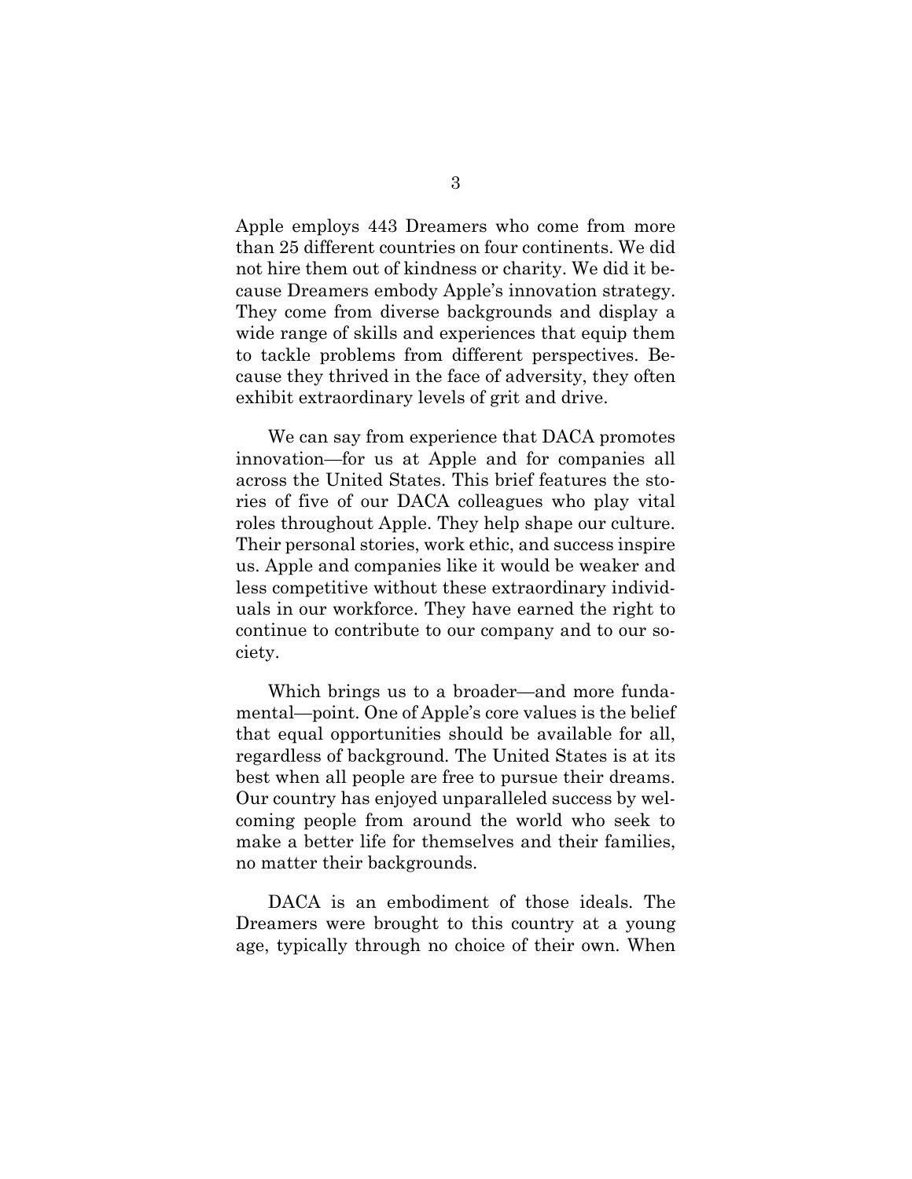Apple employs 443 Dreamers who come from more than 25 different countries on four continents. We did not hire them out of kindness or charity. We did it because Dreamers embody Apple's innovation strategy. They come from diverse backgrounds and display a wide range of skills and experiences that equip them to tackle problems from different perspectives. Because they thrived in the face of adversity, they often exhibit extraordinary levels of grit and drive.

We can say from experience that DACA promotes innovation—for us at Apple and for companies all across the United States. This brief features the stories of five of our DACA colleagues who play vital roles throughout Apple. They help shape our culture. Their personal stories, work ethic, and success inspire us. Apple and companies like it would be weaker and less competitive without these extraordinary individuals in our workforce. They have earned the right to continue to contribute to our company and to our society.

Which brings us to a broader—and more fundamental—point. One of Apple's core values is the belief that equal opportunities should be available for all, regardless of background. The United States is at its best when all people are free to pursue their dreams. Our country has enjoyed unparalleled success by welcoming people from around the world who seek to make a better life for themselves and their families, no matter their backgrounds.

DACA is an embodiment of those ideals. The Dreamers were brought to this country at a young age, typically through no choice of their own. When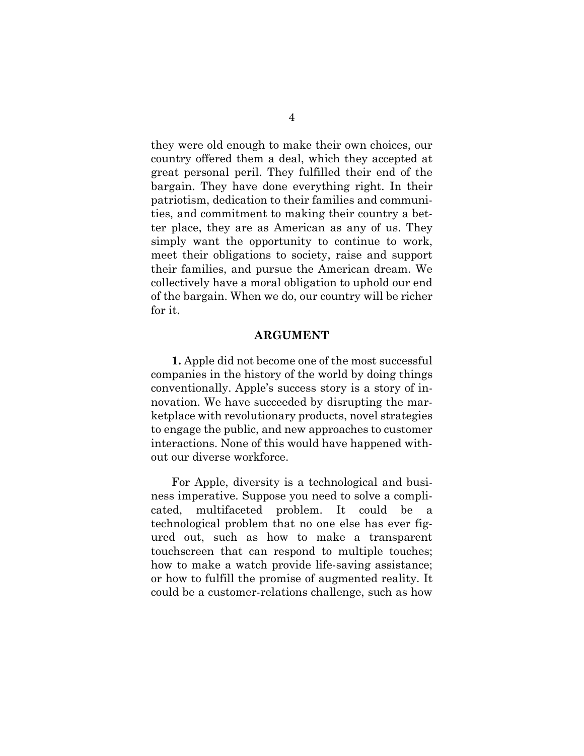they were old enough to make their own choices, our country offered them a deal, which they accepted at great personal peril. They fulfilled their end of the bargain. They have done everything right. In their patriotism, dedication to their families and communities, and commitment to making their country a better place, they are as American as any of us. They simply want the opportunity to continue to work, meet their obligations to society, raise and support their families, and pursue the American dream. We collectively have a moral obligation to uphold our end of the bargain. When we do, our country will be richer for it.

## ARGUMENT

**1.** Apple did not become one of the most successful companies in the history of the world by doing things conventionally. Apple's success story is a story of innovation. We have succeeded by disrupting the marketplace with revolutionary products, novel strategies to engage the public, and new approaches to customer interactions. None of this would have happened without our diverse workforce.

For Apple, diversity is a technological and business imperative. Suppose you need to solve a complicated, multifaceted problem. It could be a technological problem that no one else has ever figured out, such as how to make a transparent touchscreen that can respond to multiple touches; how to make a watch provide life-saving assistance; or how to fulfill the promise of augmented reality. It could be a customer-relations challenge, such as how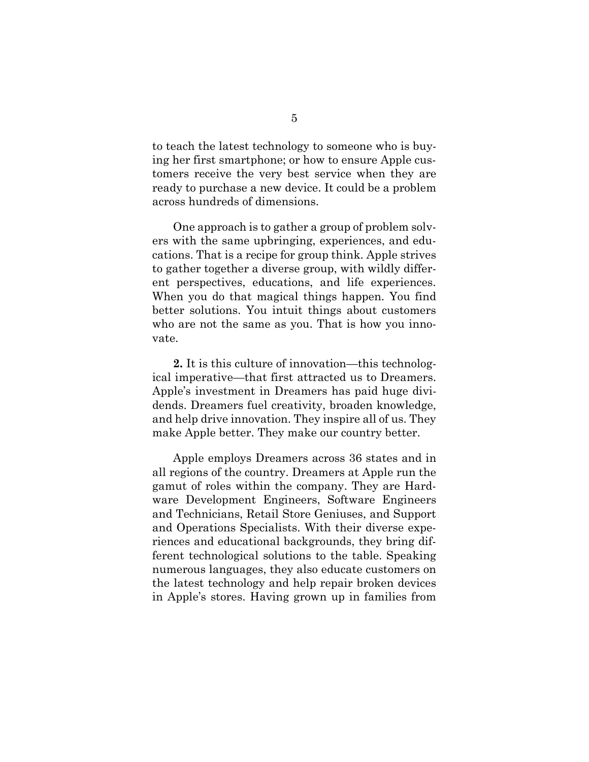to teach the latest technology to someone who is buying her first smartphone; or how to ensure Apple customers receive the very best service when they are ready to purchase a new device. It could be a problem across hundreds of dimensions.

One approach is to gather a group of problem solvers with the same upbringing, experiences, and educations. That is a recipe for group think. Apple strives to gather together a diverse group, with wildly different perspectives, educations, and life experiences. When you do that magical things happen. You find better solutions. You intuit things about customers who are not the same as you. That is how you innovate.

**2.** It is this culture of innovation—this technological imperative—that first attracted us to Dreamers. Apple's investment in Dreamers has paid huge dividends. Dreamers fuel creativity, broaden knowledge, and help drive innovation. They inspire all of us. They make Apple better. They make our country better.

Apple employs Dreamers across 36 states and in all regions of the country. Dreamers at Apple run the gamut of roles within the company. They are Hardware Development Engineers, Software Engineers and Technicians, Retail Store Geniuses, and Support and Operations Specialists. With their diverse experiences and educational backgrounds, they bring different technological solutions to the table. Speaking numerous languages, they also educate customers on the latest technology and help repair broken devices in Apple's stores. Having grown up in families from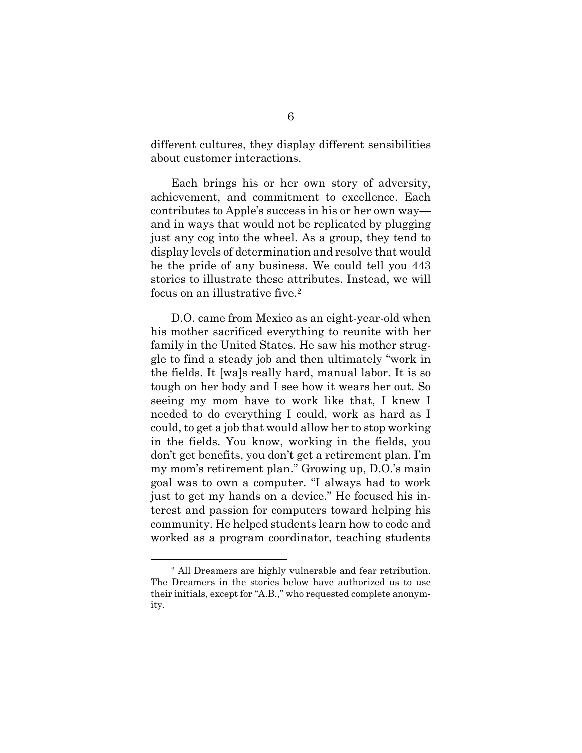different cultures, they display different sensibilities about customer interactions.

Each brings his or her own story of adversity, achievement, and commitment to excellence. Each contributes to Apple's success in his or her own way—and in ways that would not be replicated by plugging just any cog into the wheel. As a group, they tend to display levels of determination and resolve that would be the pride of any business. We could tell you 443 stories to illustrate these attributes. Instead, we will focus on an illustrative five.[2]

D.O. came from Mexico as an eight-year-old when his mother sacrificed everything to reunite with her family in the United States. He saw his mother struggle to find a steady job and then ultimately "work in the fields. It [wa]s really hard, manual labor. It is so tough on her body and I see how it wears her out. So seeing my mom have to work like that, I knew I needed to do everything I could, work as hard as I could, to get a job that would allow her to stop working in the fields. You know, working in the fields, you don't get benefits, you don't get a retirement plan. I'm my mom's retirement plan." Growing up, D.O.'s main goal was to own a computer. "I always had to work just to get my hands on a device." He focused his interest and passion for computers toward helping his community. He helped students learn how to code and worked as a program coordinator, teaching students

---

[2] All Dreamers are highly vulnerable and fear retribution. The Dreamers in the stories below have authorized us to use their initials, except for "A.B.," who requested complete anonymity.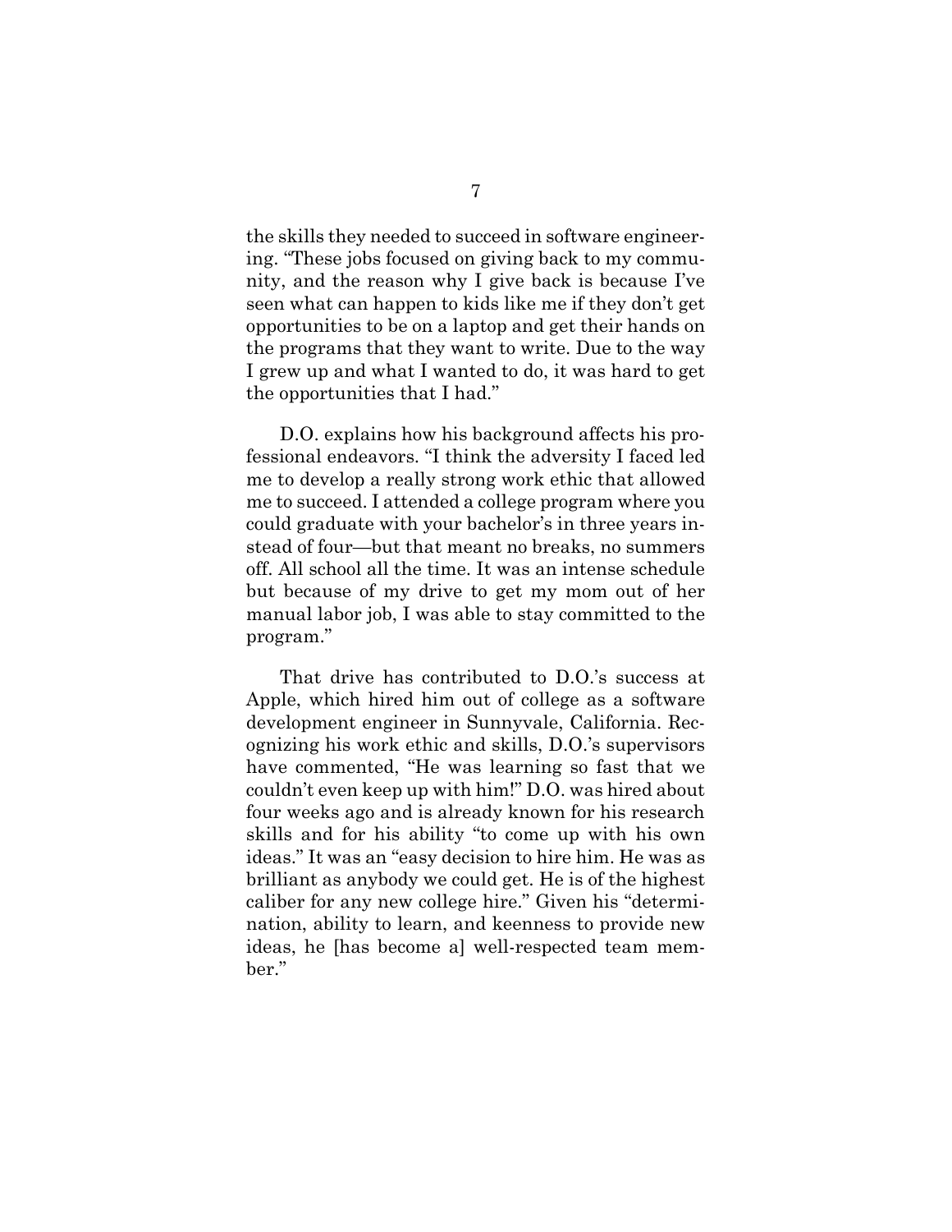the skills they needed to succeed in software engineering. "These jobs focused on giving back to my community, and the reason why I give back is because I've seen what can happen to kids like me if they don't get opportunities to be on a laptop and get their hands on the programs that they want to write. Due to the way I grew up and what I wanted to do, it was hard to get the opportunities that I had."

D.O. explains how his background affects his professional endeavors. "I think the adversity I faced led me to develop a really strong work ethic that allowed me to succeed. I attended a college program where you could graduate with your bachelor's in three years instead of four—but that meant no breaks, no summers off. All school all the time. It was an intense schedule but because of my drive to get my mom out of her manual labor job, I was able to stay committed to the program."

That drive has contributed to D.O.'s success at Apple, which hired him out of college as a software development engineer in Sunnyvale, California. Recognizing his work ethic and skills, D.O.'s supervisors have commented, "He was learning so fast that we couldn't even keep up with him!" D.O. was hired about four weeks ago and is already known for his research skills and for his ability "to come up with his own ideas." It was an "easy decision to hire him. He was as brilliant as anybody we could get. He is of the highest caliber for any new college hire." Given his "determination, ability to learn, and keenness to provide new ideas, he [has become a] well-respected team member."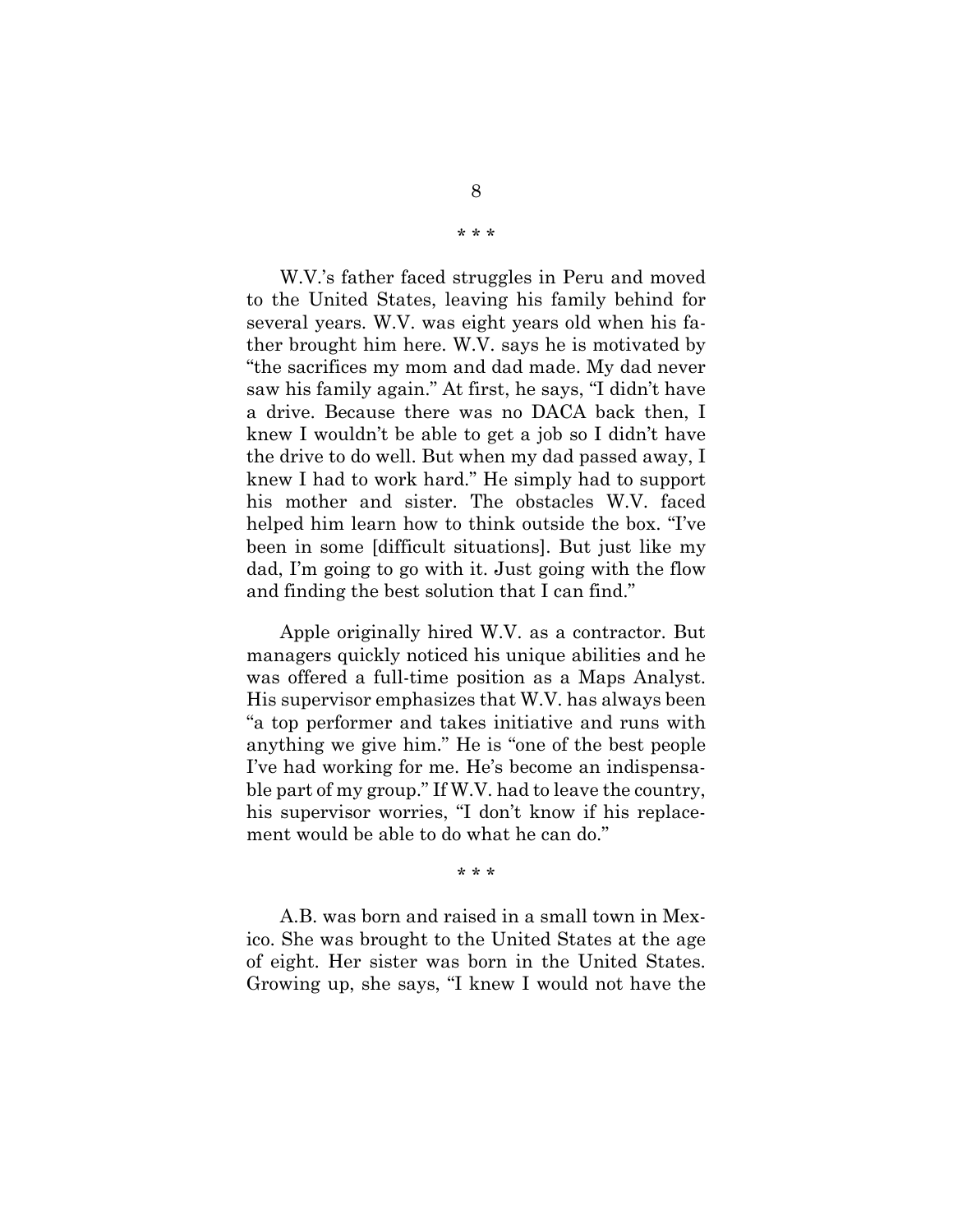\* \* \*

W.V.'s father faced struggles in Peru and moved to the United States, leaving his family behind for several years. W.V. was eight years old when his father brought him here. W.V. says he is motivated by "the sacrifices my mom and dad made. My dad never saw his family again." At first, he says, "I didn't have a drive. Because there was no DACA back then, I knew I wouldn't be able to get a job so I didn't have the drive to do well. But when my dad passed away, I knew I had to work hard." He simply had to support his mother and sister. The obstacles W.V. faced helped him learn how to think outside the box. "I've been in some [difficult situations]. But just like my dad, I'm going to go with it. Just going with the flow and finding the best solution that I can find."

Apple originally hired W.V. as a contractor. But managers quickly noticed his unique abilities and he was offered a full-time position as a Maps Analyst. His supervisor emphasizes that W.V. has always been "a top performer and takes initiative and runs with anything we give him." He is "one of the best people I've had working for me. He's become an indispensable part of my group." If W.V. had to leave the country, his supervisor worries, "I don't know if his replacement would be able to do what he can do."

\* \* \*

A.B. was born and raised in a small town in Mexico. She was brought to the United States at the age of eight. Her sister was born in the United States. Growing up, she says, "I knew I would not have the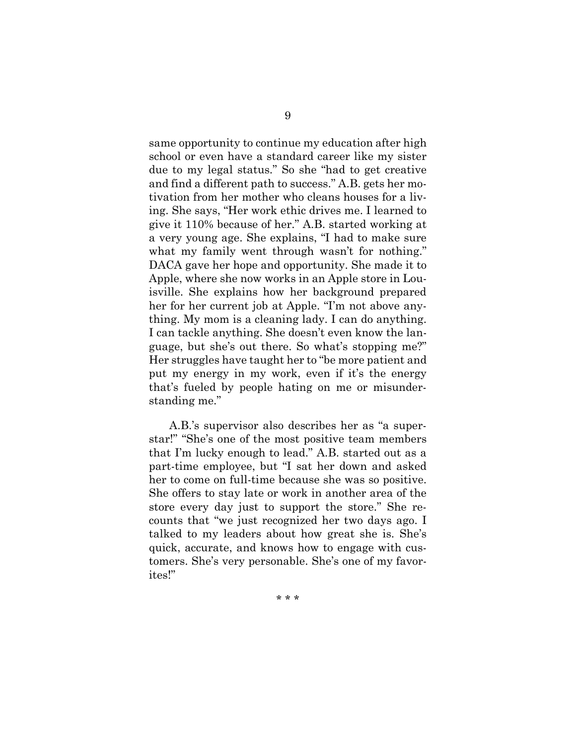same opportunity to continue my education after high school or even have a standard career like my sister due to my legal status." So she "had to get creative and find a different path to success." A.B. gets her motivation from her mother who cleans houses for a living. She says, "Her work ethic drives me. I learned to give it 110% because of her." A.B. started working at a very young age. She explains, "I had to make sure what my family went through wasn't for nothing." DACA gave her hope and opportunity. She made it to Apple, where she now works in an Apple store in Louisville. She explains how her background prepared her for her current job at Apple. "I'm not above anything. My mom is a cleaning lady. I can do anything. I can tackle anything. She doesn't even know the language, but she's out there. So what's stopping me?" Her struggles have taught her to "be more patient and put my energy in my work, even if it's the energy that's fueled by people hating on me or misunderstanding me."

A.B.'s supervisor also describes her as "a superstar!" "She's one of the most positive team members that I'm lucky enough to lead." A.B. started out as a part-time employee, but "I sat her down and asked her to come on full-time because she was so positive. She offers to stay late or work in another area of the store every day just to support the store." She recounts that "we just recognized her two days ago. I talked to my leaders about how great she is. She's quick, accurate, and knows how to engage with customers. She's very personable. She's one of my favorites!"

\* \* \*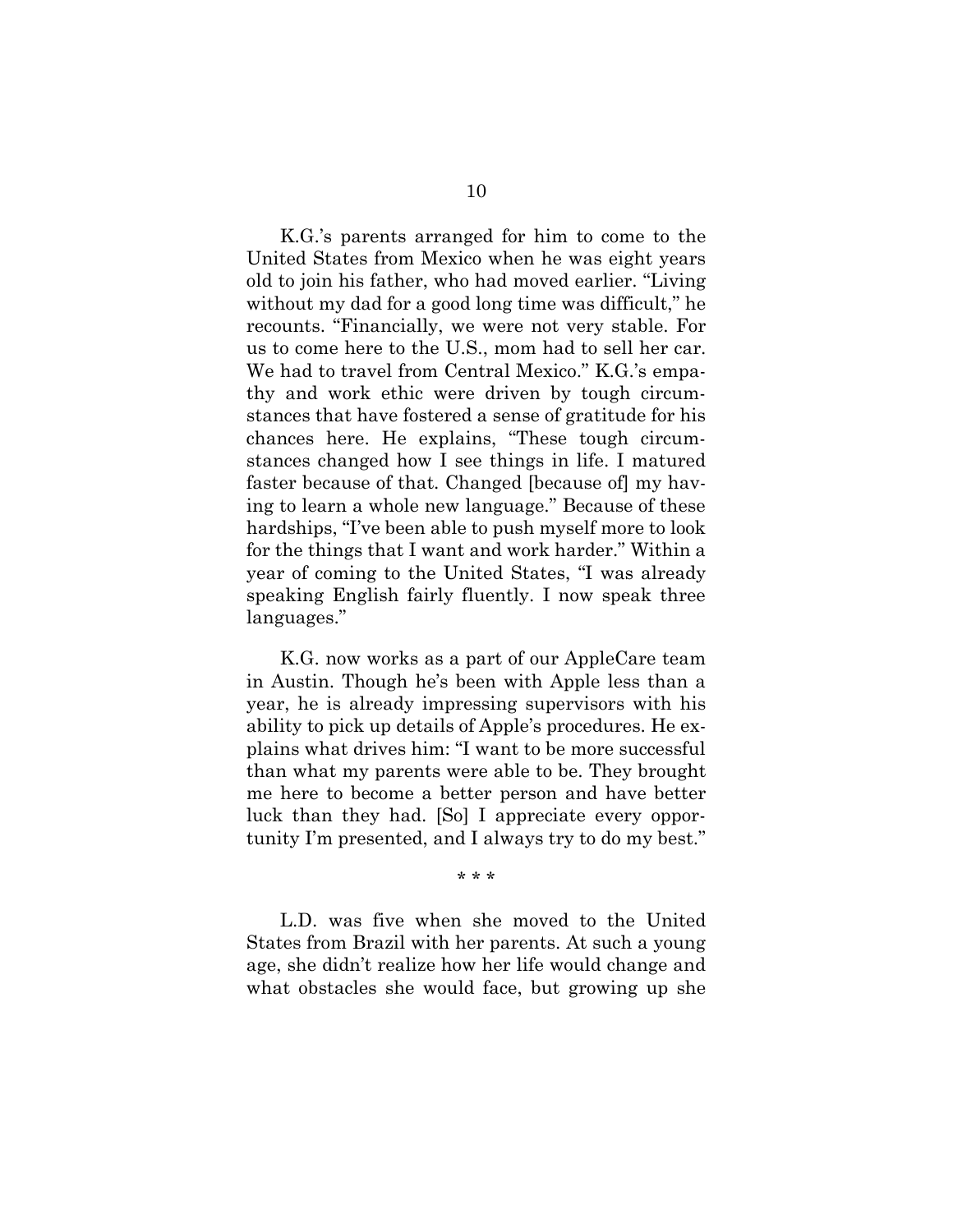K.G.'s parents arranged for him to come to the United States from Mexico when he was eight years old to join his father, who had moved earlier. "Living without my dad for a good long time was difficult," he recounts. "Financially, we were not very stable. For us to come here to the U.S., mom had to sell her car. We had to travel from Central Mexico." K.G.'s empathy and work ethic were driven by tough circumstances that have fostered a sense of gratitude for his chances here. He explains, "These tough circumstances changed how I see things in life. I matured faster because of that. Changed [because of] my having to learn a whole new language." Because of these hardships, "I've been able to push myself more to look for the things that I want and work harder." Within a year of coming to the United States, "I was already speaking English fairly fluently. I now speak three languages."

K.G. now works as a part of our AppleCare team in Austin. Though he's been with Apple less than a year, he is already impressing supervisors with his ability to pick up details of Apple's procedures. He explains what drives him: "I want to be more successful than what my parents were able to be. They brought me here to become a better person and have better luck than they had. [So] I appreciate every opportunity I'm presented, and I always try to do my best."

\* \* \*

L.D. was five when she moved to the United States from Brazil with her parents. At such a young age, she didn't realize how her life would change and what obstacles she would face, but growing up she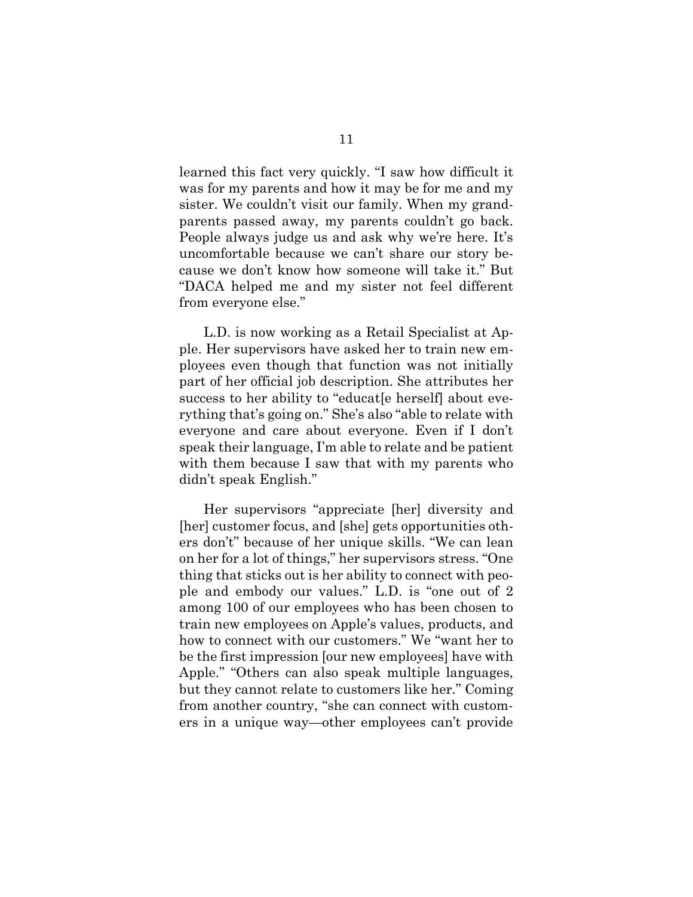learned this fact very quickly. "I saw how difficult it was for my parents and how it may be for me and my sister. We couldn't visit our family. When my grandparents passed away, my parents couldn't go back. People always judge us and ask why we're here. It's uncomfortable because we can't share our story because we don't know how someone will take it." But "DACA helped me and my sister not feel different from everyone else."

L.D. is now working as a Retail Specialist at Apple. Her supervisors have asked her to train new employees even though that function was not initially part of her official job description. She attributes her success to her ability to "educat[e herself] about everything that's going on." She's also "able to relate with everyone and care about everyone. Even if I don't speak their language, I'm able to relate and be patient with them because I saw that with my parents who didn't speak English."

Her supervisors "appreciate [her] diversity and [her] customer focus, and [she] gets opportunities others don't" because of her unique skills. "We can lean on her for a lot of things," her supervisors stress. "One thing that sticks out is her ability to connect with people and embody our values." L.D. is "one out of 2 among 100 of our employees who has been chosen to train new employees on Apple's values, products, and how to connect with our customers." We "want her to be the first impression [our new employees] have with Apple." "Others can also speak multiple languages, but they cannot relate to customers like her." Coming from another country, "she can connect with customers in a unique way—other employees can't provide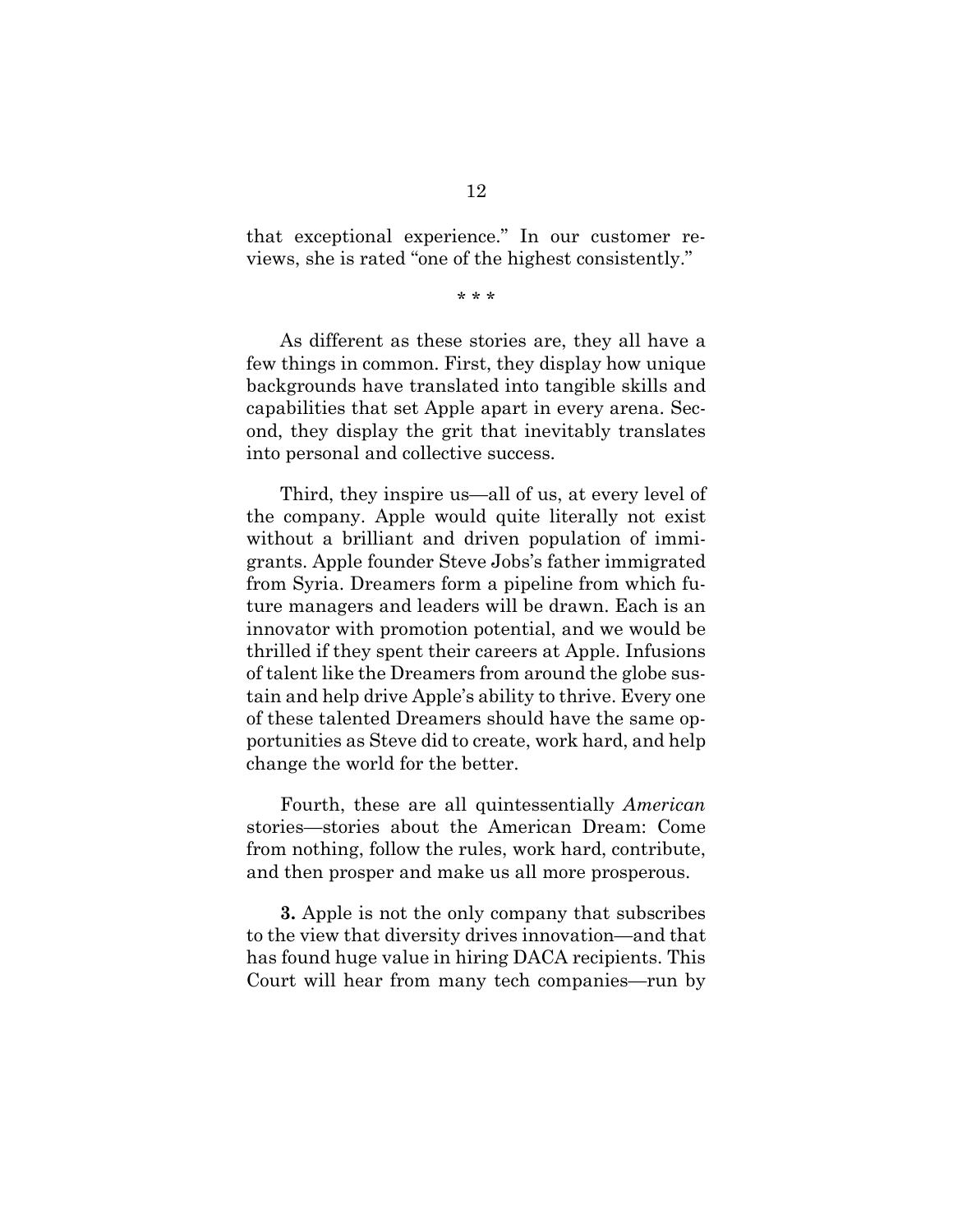that exceptional experience." In our customer reviews, she is rated "one of the highest consistently."

\* \* \*

As different as these stories are, they all have a few things in common. First, they display how unique backgrounds have translated into tangible skills and capabilities that set Apple apart in every arena. Second, they display the grit that inevitably translates into personal and collective success.

Third, they inspire us—all of us, at every level of the company. Apple would quite literally not exist without a brilliant and driven population of immigrants. Apple founder Steve Jobs's father immigrated from Syria. Dreamers form a pipeline from which future managers and leaders will be drawn. Each is an innovator with promotion potential, and we would be thrilled if they spent their careers at Apple. Infusions of talent like the Dreamers from around the globe sustain and help drive Apple's ability to thrive. Every one of these talented Dreamers should have the same opportunities as Steve did to create, work hard, and help change the world for the better.

Fourth, these are all quintessentially *American* stories—stories about the American Dream: Come from nothing, follow the rules, work hard, contribute, and then prosper and make us all more prosperous.

**3.** Apple is not the only company that subscribes to the view that diversity drives innovation—and that has found huge value in hiring DACA recipients. This Court will hear from many tech companies—run by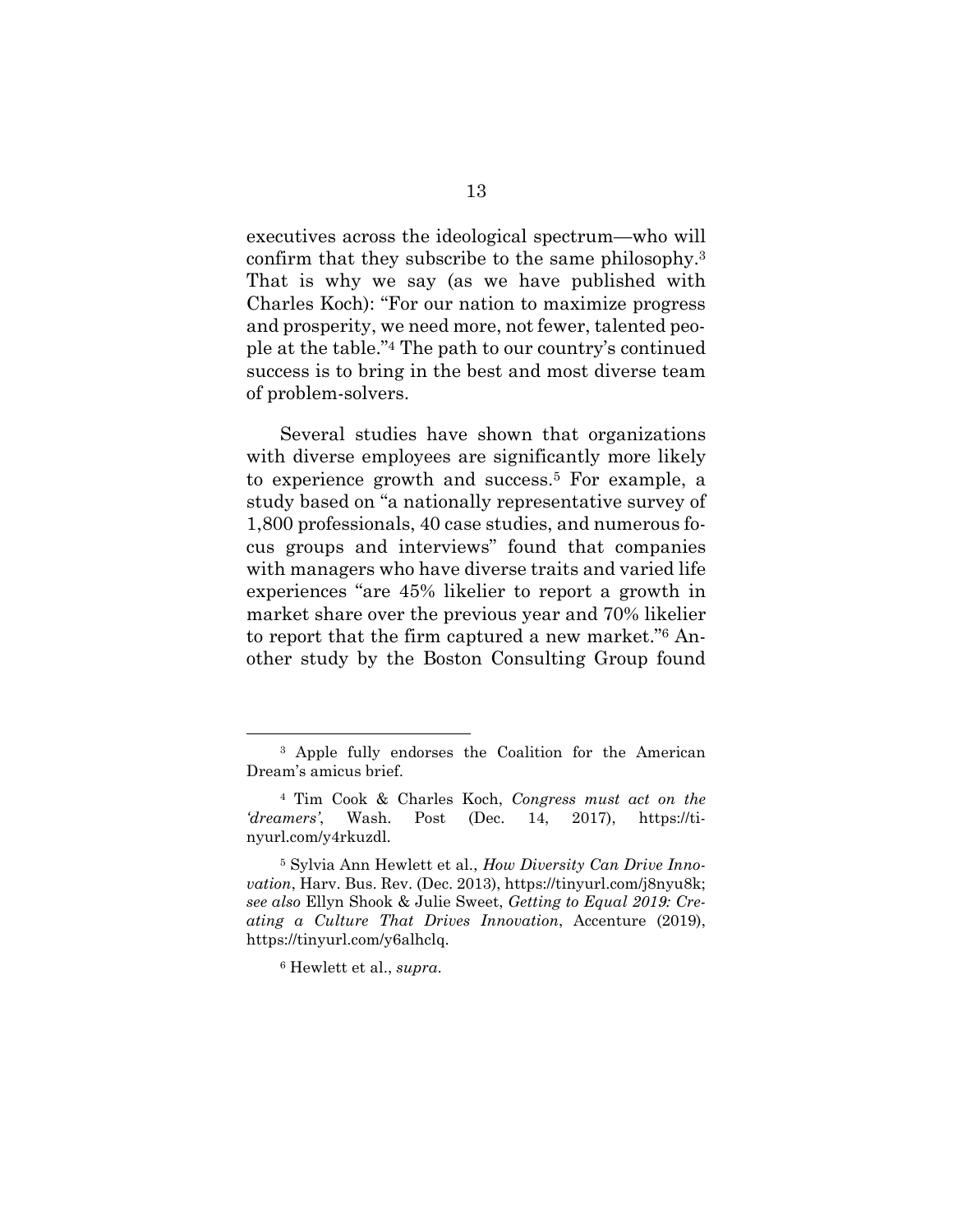executives across the ideological spectrum—who will confirm that they subscribe to the same philosophy.[3] That is why we say (as we have published with Charles Koch): "For our nation to maximize progress and prosperity, we need more, not fewer, talented people at the table."[4] The path to our country's continued success is to bring in the best and most diverse team of problem-solvers.

Several studies have shown that organizations with diverse employees are significantly more likely to experience growth and success.[5] For example, a study based on "a nationally representative survey of 1,800 professionals, 40 case studies, and numerous focus groups and interviews" found that companies with managers who have diverse traits and varied life experiences "are 45% likelier to report a growth in market share over the previous year and 70% likelier to report that the firm captured a new market."[6] Another study by the Boston Consulting Group found

---

[3] Apple fully endorses the Coalition for the American Dream's amicus brief.

[4] Tim Cook & Charles Koch, *Congress must act on the 'dreamers'*, Wash. Post (Dec. 14, 2017), https://tinyurl.com/y4rkuzdl.

[5] Sylvia Ann Hewlett et al., *How Diversity Can Drive Innovation*, Harv. Bus. Rev. (Dec. 2013), https://tinyurl.com/j8nyu8k; *see also* Ellyn Shook & Julie Sweet, *Getting to Equal 2019: Creating a Culture That Drives Innovation*, Accenture (2019), https://tinyurl.com/y6alhclq.

[6] Hewlett et al., *supra*.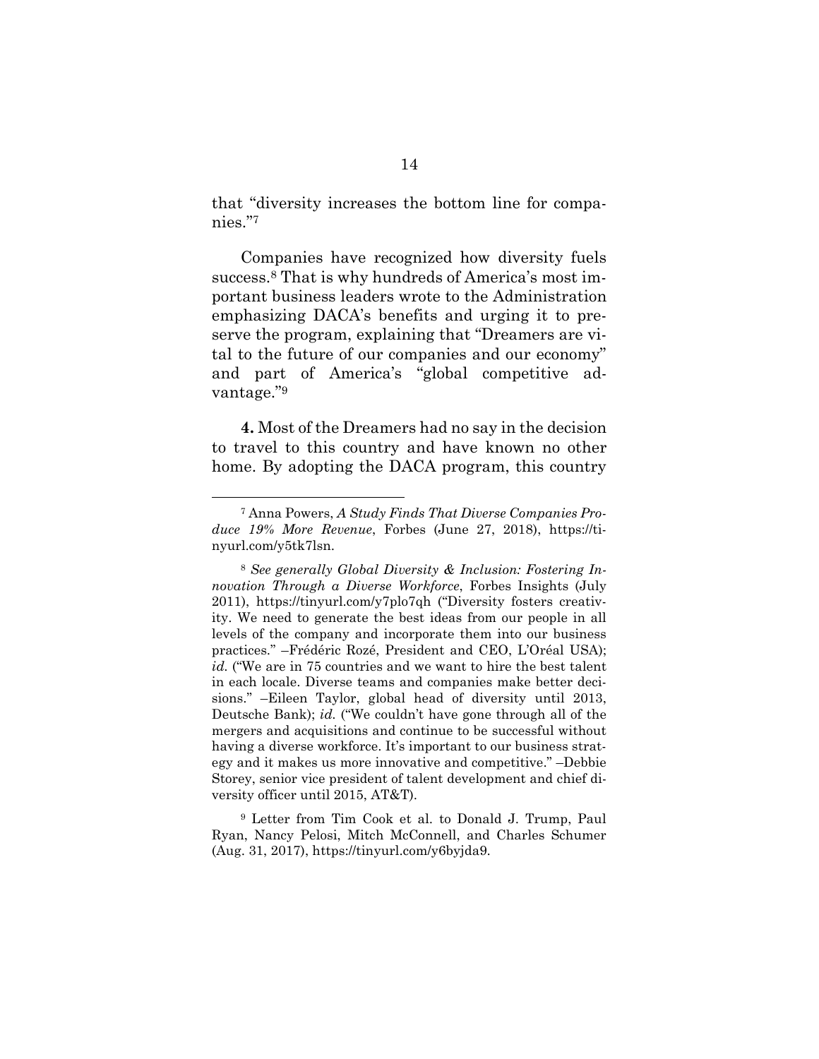that "diversity increases the bottom line for companies."[7]

Companies have recognized how diversity fuels success.[8] That is why hundreds of America's most important business leaders wrote to the Administration emphasizing DACA's benefits and urging it to preserve the program, explaining that "Dreamers are vital to the future of our companies and our economy" and part of America's "global competitive advantage."[9]

**4.** Most of the Dreamers had no say in the decision to travel to this country and have known no other home. By adopting the DACA program, this country

---

[7] Anna Powers, *A Study Finds That Diverse Companies Produce 19% More Revenue*, Forbes (June 27, 2018), https://tinyurl.com/y5tk7lsn.

[8] *See generally Global Diversity & Inclusion: Fostering Innovation Through a Diverse Workforce*, Forbes Insights (July 2011), https://tinyurl.com/y7plo7qh ("Diversity fosters creativity. We need to generate the best ideas from our people in all levels of the company and incorporate them into our business practices." –Frédéric Rozé, President and CEO, L'Oréal USA); *id.* ("We are in 75 countries and we want to hire the best talent in each locale. Diverse teams and companies make better decisions." –Eileen Taylor, global head of diversity until 2013, Deutsche Bank); *id.* ("We couldn't have gone through all of the mergers and acquisitions and continue to be successful without having a diverse workforce. It's important to our business strategy and it makes us more innovative and competitive." –Debbie Storey, senior vice president of talent development and chief diversity officer until 2015, AT&T).

[9] Letter from Tim Cook et al. to Donald J. Trump, Paul Ryan, Nancy Pelosi, Mitch McConnell, and Charles Schumer (Aug. 31, 2017), https://tinyurl.com/y6byjda9.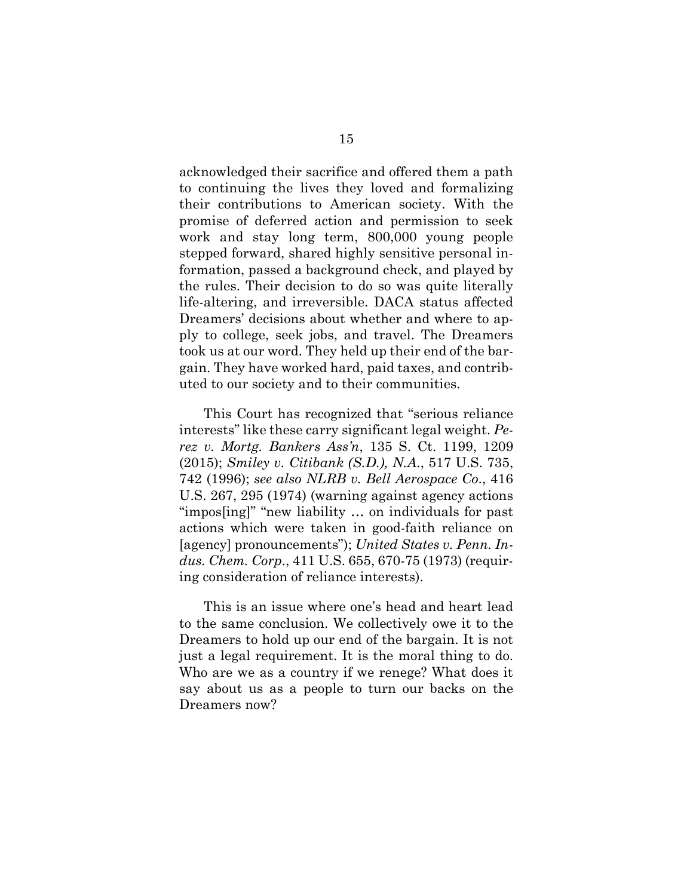acknowledged their sacrifice and offered them a path to continuing the lives they loved and formalizing their contributions to American society. With the promise of deferred action and permission to seek work and stay long term, 800,000 young people stepped forward, shared highly sensitive personal information, passed a background check, and played by the rules. Their decision to do so was quite literally life-altering, and irreversible. DACA status affected Dreamers' decisions about whether and where to apply to college, seek jobs, and travel. The Dreamers took us at our word. They held up their end of the bargain. They have worked hard, paid taxes, and contributed to our society and to their communities.

This Court has recognized that "serious reliance interests" like these carry significant legal weight. *Perez v. Mortg. Bankers Ass'n*, 135 S. Ct. 1199, 1209 (2015); *Smiley v. Citibank (S.D.), N.A.*, 517 U.S. 735, 742 (1996); *see also NLRB v. Bell Aerospace Co.*, 416 U.S. 267, 295 (1974) (warning against agency actions "impos[ing]" "new liability … on individuals for past actions which were taken in good-faith reliance on [agency] pronouncements"); *United States v. Penn. Indus. Chem. Corp.*, 411 U.S. 655, 670-75 (1973) (requiring consideration of reliance interests).

This is an issue where one's head and heart lead to the same conclusion. We collectively owe it to the Dreamers to hold up our end of the bargain. It is not just a legal requirement. It is the moral thing to do. Who are we as a country if we renege? What does it say about us as a people to turn our backs on the Dreamers now?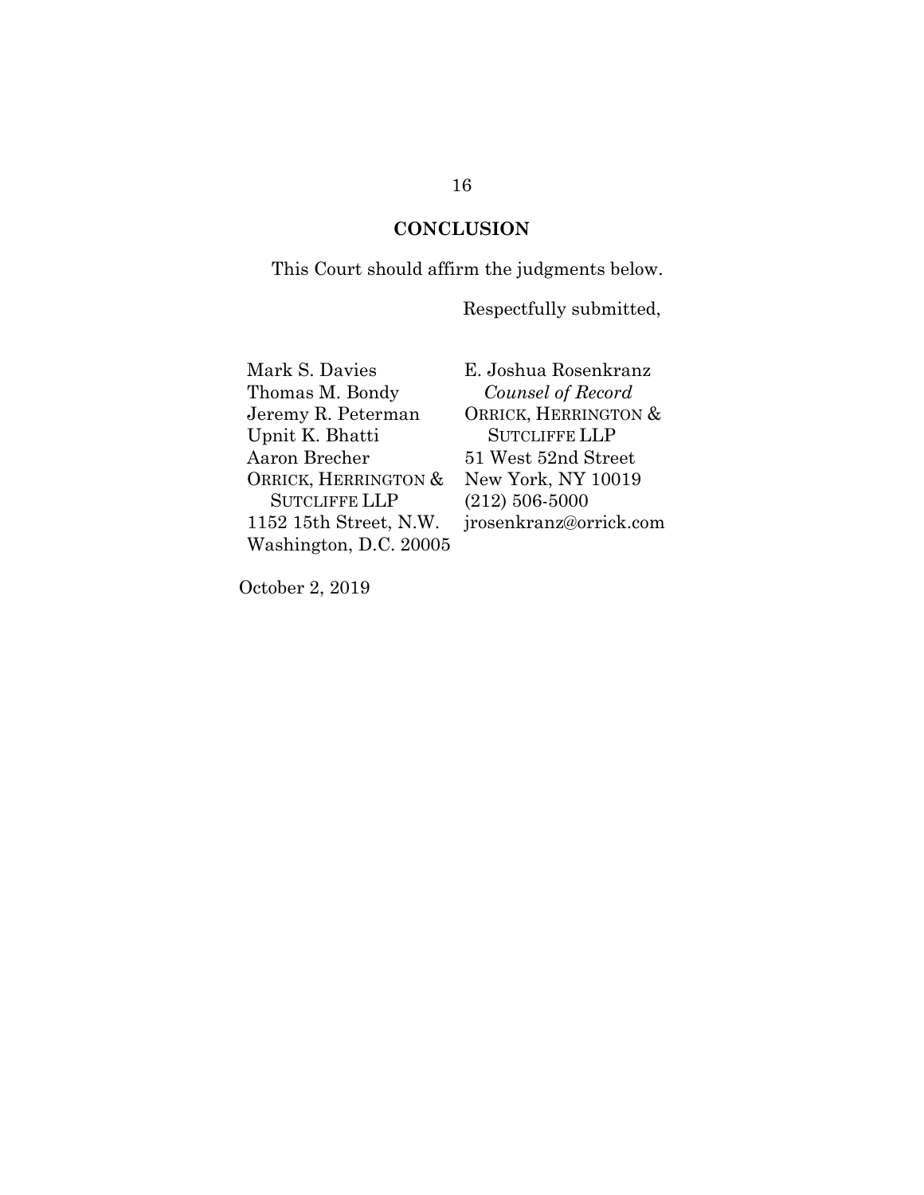## CONCLUSION

This Court should affirm the judgments below.

Respectfully submitted,

Mark S. Davies
Thomas M. Bondy
Jeremy R. Peterman
Upnit K. Bhatti
Aaron Brecher
ORRICK, HERRINGTON & SUTCLIFFE LLP
1152 15th Street, N.W.
Washington, D.C. 20005

E. Joshua Rosenkranz
*Counsel of Record*
ORRICK, HERRINGTON & SUTCLIFFE LLP
51 West 52nd Street
New York, NY 10019
(212) 506-5000
jrosenkranz@orrick.com

October 2, 2019